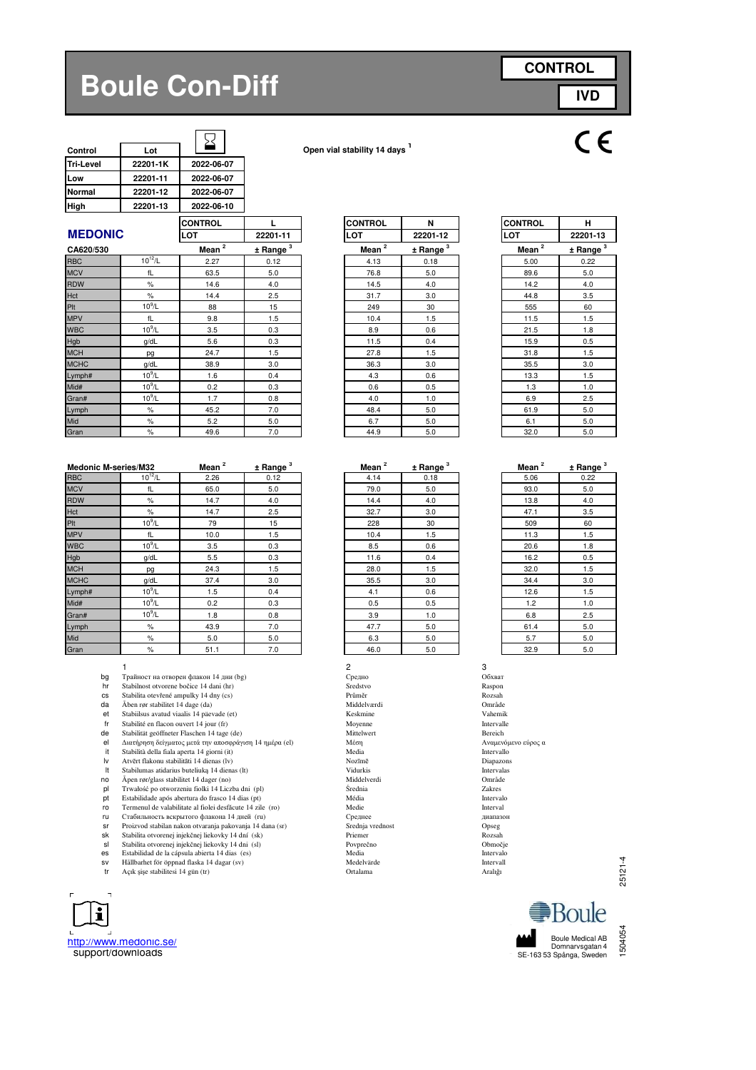# Boule Con-Diff

**CONTROL**

**IVD**

CE

| Control | Lot | ⌛ |
|---|---|---|
| Tri-Level | 22201-1K | 2022-06-07 |
| Low | 22201-11 | 2022-06-07 |
| Normal | 22201-12 | 2022-06-07 |
| High | 22201-13 | 2022-06-10 |

**Open vial stability 14 days [1]**

## MEDONIC

| CA620/530 | | CONTROL L, LOT 22201-11 Mean [2] | ± Range [3] | CONTROL N, LOT 22201-12 Mean [2] | ± Range [3] | CONTROL H, LOT 22201-13 Mean [2] | ± Range [3] |
|---|---|---|---|---|---|---|---|
| RBC | $10^{12}$/L | 2.27 | 0.12 | 4.13 | 0.18 | 5.00 | 0.22 |
| MCV | fL | 63.5 | 5.0 | 76.8 | 5.0 | 89.6 | 5.0 |
| RDW | % | 14.6 | 4.0 | 14.5 | 4.0 | 14.2 | 4.0 |
| Hct | % | 14.4 | 2.5 | 31.7 | 3.0 | 44.8 | 3.5 |
| Plt | $10^9$/L | 88 | 15 | 249 | 30 | 555 | 60 |
| MPV | fL | 9.8 | 1.5 | 10.4 | 1.5 | 11.5 | 1.5 |
| WBC | $10^9$/L | 3.5 | 0.3 | 8.9 | 0.6 | 21.5 | 1.8 |
| Hgb | g/dL | 5.6 | 0.3 | 11.5 | 0.4 | 15.9 | 0.5 |
| MCH | pg | 24.7 | 1.5 | 27.8 | 1.5 | 31.8 | 1.5 |
| MCHC | g/dL | 38.9 | 3.0 | 36.3 | 3.0 | 35.5 | 3.0 |
| Lymph# | $10^9$/L | 1.6 | 0.4 | 4.3 | 0.6 | 13.3 | 1.5 |
| Mid# | $10^9$/L | 0.2 | 0.3 | 0.6 | 0.5 | 1.3 | 1.0 |
| Gran# | $10^9$/L | 1.7 | 0.8 | 4.0 | 1.0 | 6.9 | 2.5 |
| Lymph | % | 45.2 | 7.0 | 48.4 | 5.0 | 61.9 | 5.0 |
| Mid | % | 5.2 | 5.0 | 6.7 | 5.0 | 6.1 | 5.0 |
| Gran | % | 49.6 | 7.0 | 44.9 | 5.0 | 32.0 | 5.0 |

| Medonic M-series/M32 | | L Mean [2] | ± Range [3] | N Mean [2] | ± Range [3] | H Mean [2] | ± Range [3] |
|---|---|---|---|---|---|---|---|
| RBC | $10^{12}$/L | 2.26 | 0.12 | 4.14 | 0.18 | 5.06 | 0.22 |
| MCV | fL | 65.0 | 5.0 | 79.0 | 5.0 | 93.0 | 5.0 |
| RDW | % | 14.7 | 4.0 | 14.4 | 4.0 | 13.8 | 4.0 |
| Hct | % | 14.7 | 2.5 | 32.7 | 3.0 | 47.1 | 3.5 |
| Plt | $10^9$/L | 79 | 15 | 228 | 30 | 509 | 60 |
| MPV | fL | 10.0 | 1.5 | 10.4 | 1.5 | 11.3 | 1.5 |
| WBC | $10^9$/L | 3.5 | 0.3 | 8.5 | 0.6 | 20.6 | 1.8 |
| Hgb | g/dL | 5.5 | 0.3 | 11.6 | 0.4 | 16.2 | 0.5 |
| MCH | pg | 24.3 | 1.5 | 28.0 | 1.5 | 32.0 | 1.5 |
| MCHC | g/dL | 37.4 | 3.0 | 35.5 | 3.0 | 34.4 | 3.0 |
| Lymph# | $10^9$/L | 1.5 | 0.4 | 4.1 | 0.6 | 12.6 | 1.5 |
| Mid# | $10^9$/L | 0.2 | 0.3 | 0.5 | 0.5 | 1.2 | 1.0 |
| Gran# | $10^9$/L | 1.8 | 0.8 | 3.9 | 1.0 | 6.8 | 2.5 |
| Lymph | % | 43.9 | 7.0 | 47.7 | 5.0 | 61.4 | 5.0 |
| Mid | % | 5.0 | 5.0 | 6.3 | 5.0 | 5.7 | 5.0 |
| Gran | % | 51.1 | 7.0 | 46.0 | 5.0 | 32.9 | 5.0 |

| | 1 | 2 | 3 |
|---|---|---|---|
| bg | Трайност на отворен флакон 14 дни (bg) | Средно | Обхват |
| hr | Stabilnost otvorene bočice 14 dani (hr) | Sredstvo | Raspon |
| cs | Stabilita otevřené ampulky 14 dny (cs) | Průměr | Rozsah |
| da | Åben rør stabilitet 14 dage (da) | Middelværdi | Område |
| et | Stabiilsus avatud viaalis 14 päevade (et) | Keskmine | Vahemik |
| fr | Stabilité en flacon ouvert 14 jour (fr) | Moyenne | Intervalle |
| de | Stabilität geöffneter Flaschen 14 tage (de) | Mittelwert | Bereich |
| el | Διατήρηση δείγματος μετά την αποσφράγιση 14 ημέρα (el) | Μέση | Αναμενόμενο εύρος α |
| it | Stabilità della fiala aperta 14 giorni (it) | Media | Intervallo |
| lv | Atvērt flakonu stabilitāti 14 dienas (lv) | Nozīmē | Diapazons |
| lt | Stabilumas atidarius buteliuką 14 dienas (lt) | Vidurkis | Intervalas |
| no | Åpen rør/glass stabilitet 14 dager (no) | Middelverdi | Område |
| pl | Trwałość po otworzeniu fiolki 14 Liczba dni (pl) | Średnia | Zakres |
| pt | Estabilidade após abertura do frasco 14 dias (pt) | Média | Intervalo |
| ro | Termenul de valabilitate al fiolei desfăcute 14 zile (ro) | Medie | Interval |
| ru | Стабильность вскрытого флакона 14 дней (ru) | Среднее | диапазон |
| sr | Proizvod stabilan nakon otvaranja pakovanja 14 dana (sr) | Srednja vrednost | Opseg |
| sk | Stabilita otvorenej injekčnej liekovky 14 dní (sk) | Priemer | Rozsah |
| sl | Stabilita otvorenej injekčnej liekovky 14 dni (sl) | Povprečno | Območje |
| es | Estabilidad de la cápsula abierta 14 dias (es) | Media | Intervalo |
| sv | Hållbarhet för öppnad flaska 14 dagar (sv) | Medelvärde | Intervall |
| tr | Açık şişe stabilitesi 14 gün (tr) | Ortalama | Aralığı |

http://www.medonic.se/
support/downloads

Boule

Boule Medical AB
Domnarvsgatan 4
SE-163 53 Spånga, Sweden

1504054

25121-4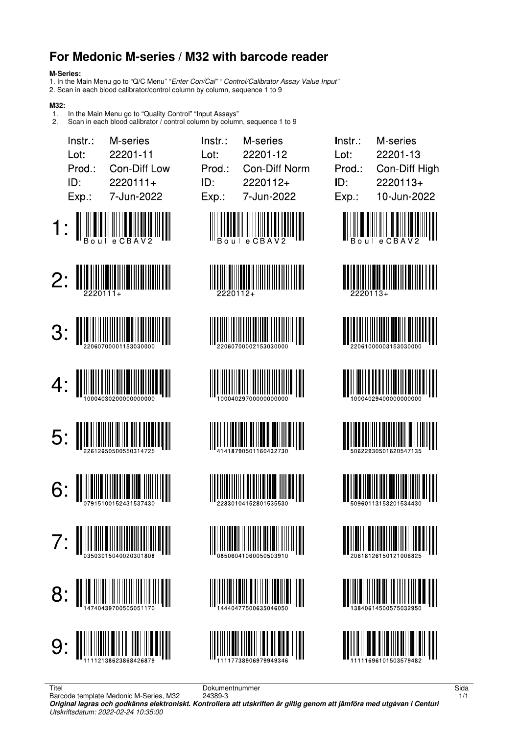# For Medonic M-series / M32 with barcode reader

**M-Series:**

1. In the Main Menu go to "Q/C Menu" "*Enter Con/Cal*" "*Control/Calibrator Assay Value Input*"
2. Scan in each blood calibrator/control column by column, sequence 1 to 9

**M32:**

1. In the Main Menu go to "Quality Control" "Input Assays"
2. Scan in each blood calibrator / control column by column, sequence 1 to 9

| | Column 1 | Column 2 | Column 3 |
|---|---|---|---|
| Instr.: | M-series | M-series | M-series |
| Lot: | 22201-11 | 22201-12 | 22201-13 |
| Prod.: | Con-Diff Low | Con-Diff Norm | Con-Diff High |
| ID: | 2220111+ | 2220112+ | 2220113+ |
| Exp.: | 7-Jun-2022 | 7-Jun-2022 | 10-Jun-2022 |
| 1: | B o u l e C B A V 2 | B o u l e C B A V 2 | B o u l e C B A V 2 |
| 2: | 2220111+ | 2220112+ | 2220113+ |
| 3: | 22060700001153030000 | 22060700002153030000 | 22061000003153030000 |
| 4: | 10004030200000000000 | 10004029700000000000 | 10004029400000000000 |
| 5: | 22612650500550314725 | 41418790501160432730 | 50622930501620547135 |
| 6: | 07915100152431537430 | 22830104152801535530 | 50960113153201534430 |
| 7: | 03503015040020301808 | 08506041060050503910 | 20618126150121006825 |
| 8: | 14740439700505051170 | 14440477500635046050 | 13840614500575032950 |
| 9: | 11112138623868426879 | 11117738906979949346 | 11111696101503579482 |

Titel: Barcode template Medonic M-Series, M32
Dokumentnummer: 24389-3

***Original lagras och godkänns elektroniskt. Kontrollera att utskriften är giltig genom att jämföra med utgåvan i Centuri***

*Utskriftsdatum: 2022-02-24 10:35:00*